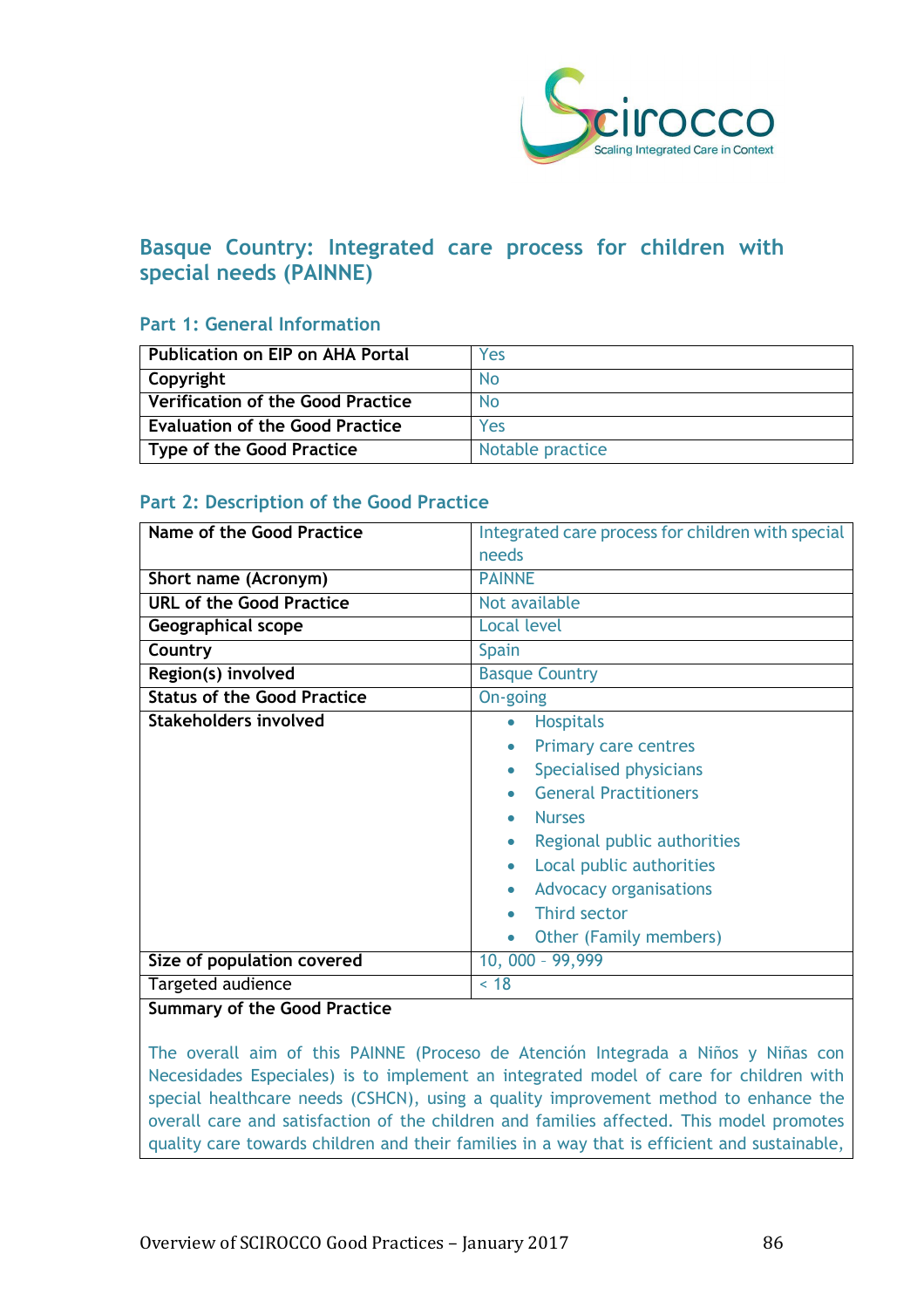## Basque Country: Integrated care process for children with special needs (PAINNE)

### Part 1: General Information

| | |
|---|---|
| **Publication on EIP on AHA Portal** | Yes |
| **Copyright** | No |
| **Verification of the Good Practice** | No |
| **Evaluation of the Good Practice** | Yes |
| **Type of the Good Practice** | Notable practice |

### Part 2: Description of the Good Practice

| | |
|---|---|
| **Name of the Good Practice** | Integrated care process for children with special needs |
| **Short name (Acronym)** | PAINNE |
| **URL of the Good Practice** | Not available |
| **Geographical scope** | Local level |
| **Country** | Spain |
| **Region(s) involved** | Basque Country |
| **Status of the Good Practice** | On-going |
| **Stakeholders involved** | • Hospitals<br>• Primary care centres<br>• Specialised physicians<br>• General Practitioners<br>• Nurses<br>• Regional public authorities<br>• Local public authorities<br>• Advocacy organisations<br>• Third sector<br>• Other (Family members) |
| **Size of population covered** | 10, 000 – 99,999 |
| Targeted audience | < 18 |

**Summary of the Good Practice**

The overall aim of this PAINNE (Proceso de Atención Integrada a Niños y Niñas con Necesidades Especiales) is to implement an integrated model of care for children with special healthcare needs (CSHCN), using a quality improvement method to enhance the overall care and satisfaction of the children and families affected. This model promotes quality care towards children and their families in a way that is efficient and sustainable,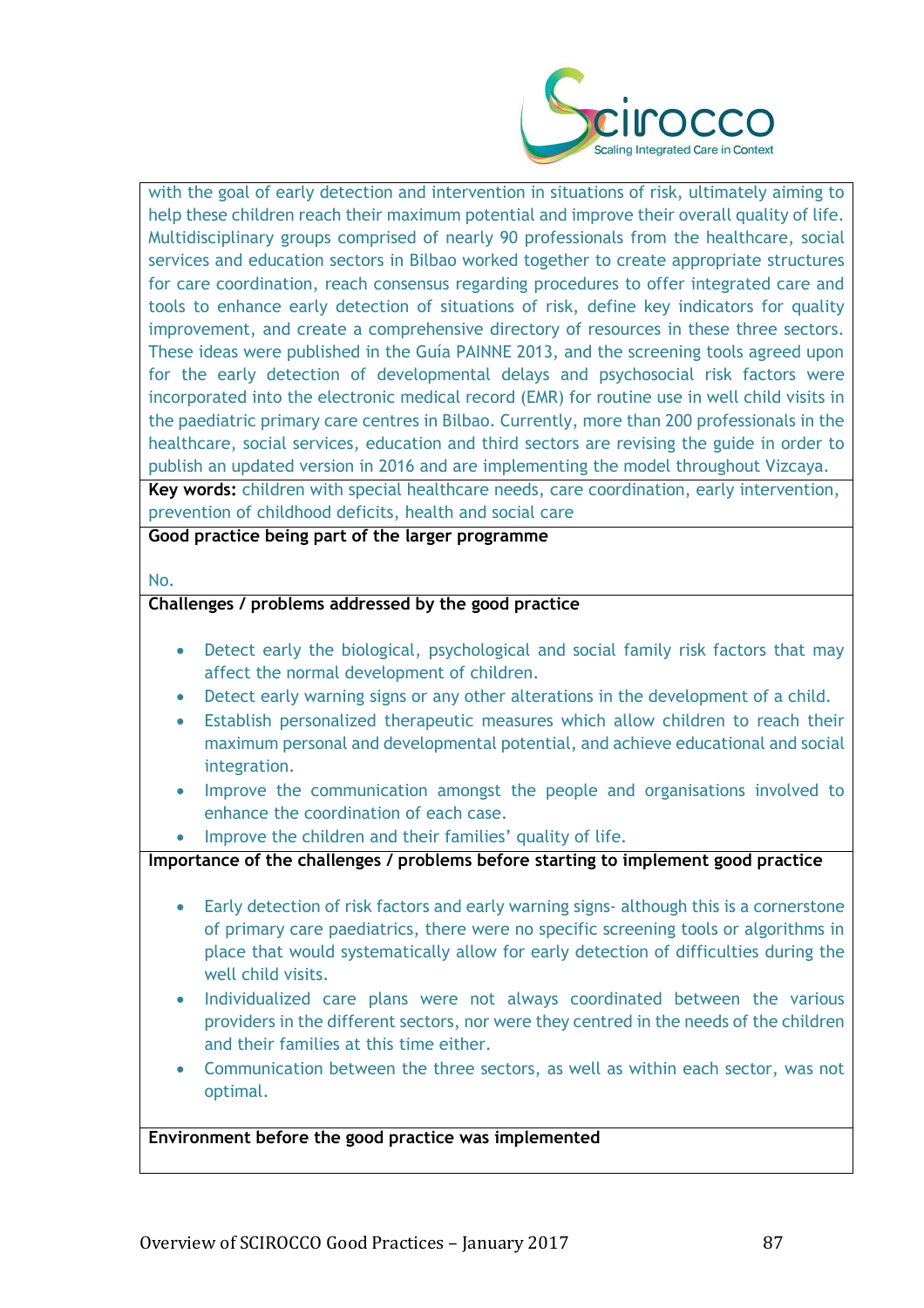with the goal of early detection and intervention in situations of risk, ultimately aiming to help these children reach their maximum potential and improve their overall quality of life. Multidisciplinary groups comprised of nearly 90 professionals from the healthcare, social services and education sectors in Bilbao worked together to create appropriate structures for care coordination, reach consensus regarding procedures to offer integrated care and tools to enhance early detection of situations of risk, define key indicators for quality improvement, and create a comprehensive directory of resources in these three sectors. These ideas were published in the Guía PAINNE 2013, and the screening tools agreed upon for the early detection of developmental delays and psychosocial risk factors were incorporated into the electronic medical record (EMR) for routine use in well child visits in the paediatric primary care centres in Bilbao. Currently, more than 200 professionals in the healthcare, social services, education and third sectors are revising the guide in order to publish an updated version in 2016 and are implementing the model throughout Vizcaya.

**Key words:** children with special healthcare needs, care coordination, early intervention, prevention of childhood deficits, health and social care

**Good practice being part of the larger programme**

No.

**Challenges / problems addressed by the good practice**

- Detect early the biological, psychological and social family risk factors that may affect the normal development of children.
- Detect early warning signs or any other alterations in the development of a child.
- Establish personalized therapeutic measures which allow children to reach their maximum personal and developmental potential, and achieve educational and social integration.
- Improve the communication amongst the people and organisations involved to enhance the coordination of each case.
- Improve the children and their families' quality of life.

**Importance of the challenges / problems before starting to implement good practice**

- Early detection of risk factors and early warning signs- although this is a cornerstone of primary care paediatrics, there were no specific screening tools or algorithms in place that would systematically allow for early detection of difficulties during the well child visits.
- Individualized care plans were not always coordinated between the various providers in the different sectors, nor were they centred in the needs of the children and their families at this time either.
- Communication between the three sectors, as well as within each sector, was not optimal.

**Environment before the good practice was implemented**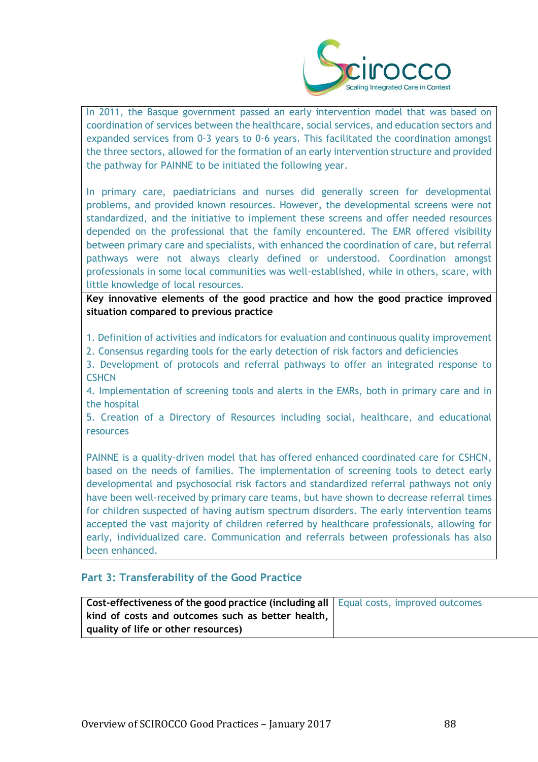| In 2011, the Basque government passed an early intervention model that was based on coordination of services between the healthcare, social services, and education sectors and expanded services from 0-3 years to 0-6 years. This facilitated the coordination amongst the three sectors, allowed for the formation of an early intervention structure and provided the pathway for PAINNE to be initiated the following year.<br><br>In primary care, paediatricians and nurses did generally screen for developmental problems, and provided known resources. However, the developmental screens were not standardized, and the initiative to implement these screens and offer needed resources depended on the professional that the family encountered. The EMR offered visibility between primary care and specialists, with enhanced the coordination of care, but referral pathways were not always clearly defined or understood. Coordination amongst professionals in some local communities was well-established, while in others, scare, with little knowledge of local resources. |
|---|
| **Key innovative elements of the good practice and how the good practice improved situation compared to previous practice** |
| 1. Definition of activities and indicators for evaluation and continuous quality improvement<br>2. Consensus regarding tools for the early detection of risk factors and deficiencies<br>3. Development of protocols and referral pathways to offer an integrated response to CSHCN<br>4. Implementation of screening tools and alerts in the EMRs, both in primary care and in the hospital<br>5. Creation of a Directory of Resources including social, healthcare, and educational resources<br><br>PAINNE is a quality-driven model that has offered enhanced coordinated care for CSHCN, based on the needs of families. The implementation of screening tools to detect early developmental and psychosocial risk factors and standardized referral pathways not only have been well-received by primary care teams, but have shown to decrease referral times for children suspected of having autism spectrum disorders. The early intervention teams accepted the vast majority of children referred by healthcare professionals, allowing for early, individualized care. Communication and referrals between professionals has also been enhanced. |

## Part 3: Transferability of the Good Practice

| **Cost-effectiveness of the good practice (including all kind of costs and outcomes such as better health, quality of life or other resources)** | Equal costs, improved outcomes |
|---|---|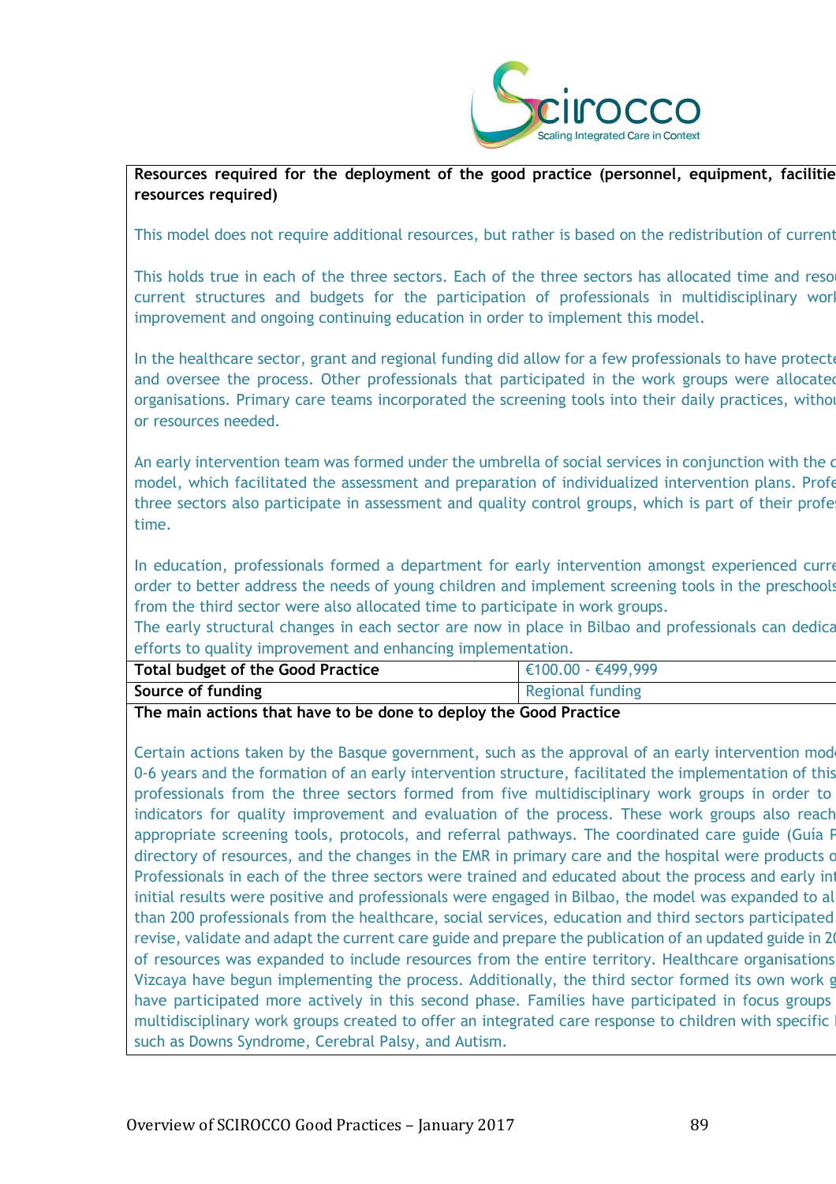| **Resources required for the deployment of the good practice (personnel, equipment, facilitie resources required)** | |
|---|---|
| This model does not require additional resources, but rather is based on the redistribution of current<br><br>This holds true in each of the three sectors. Each of the three sectors has allocated time and reso current structures and budgets for the participation of professionals in multidisciplinary worl improvement and ongoing continuing education in order to implement this model.<br><br>In the healthcare sector, grant and regional funding did allow for a few professionals to have protecte and oversee the process. Other professionals that participated in the work groups were allocatec organisations. Primary care teams incorporated the screening tools into their daily practices, withou or resources needed.<br><br>An early intervention team was formed under the umbrella of social services in conjunction with the c model, which facilitated the assessment and preparation of individualized intervention plans. Profe three sectors also participate in assessment and quality control groups, which is part of their profe time.<br><br>In education, professionals formed a department for early intervention amongst experienced curre order to better address the needs of young children and implement screening tools in the preschools from the third sector were also allocated time to participate in work groups.<br>The early structural changes in each sector are now in place in Bilbao and professionals can dedica efforts to quality improvement and enhancing implementation. | |
| **Total budget of the Good Practice** | €100.00 - €499,999 |
| **Source of funding** | Regional funding |
| **The main actions that have to be done to deploy the Good Practice** | |
| Certain actions taken by the Basque government, such as the approval of an early intervention mode 0-6 years and the formation of an early intervention structure, facilitated the implementation of this professionals from the three sectors formed from five multidisciplinary work groups in order to indicators for quality improvement and evaluation of the process. These work groups also reach appropriate screening tools, protocols, and referral pathways. The coordinated care guide (Guía P directory of resources, and the changes in the EMR in primary care and the hospital were products o Professionals in each of the three sectors were trained and educated about the process and early int initial results were positive and professionals were engaged in Bilbao, the model was expanded to al than 200 professionals from the healthcare, social services, education and third sectors participated revise, validate and adapt the current care guide and prepare the publication of an updated guide in 2( of resources was expanded to include resources from the entire territory. Healthcare organisations Vizcaya have begun implementing the process. Additionally, the third sector formed its own work g have participated more actively in this second phase. Families have participated in focus groups multidisciplinary work groups created to offer an integrated care response to children with specific such as Downs Syndrome, Cerebral Palsy, and Autism. | |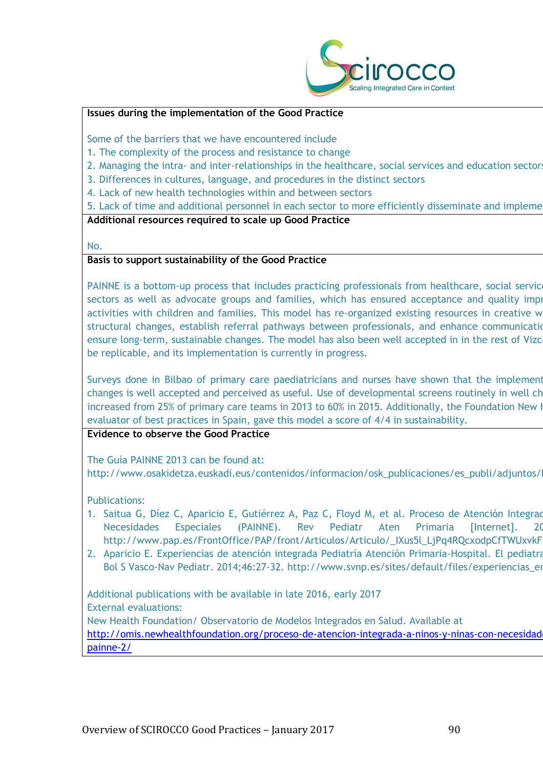**Issues during the implementation of the Good Practice**

Some of the barriers that we have encountered include

1. The complexity of the process and resistance to change
2. Managing the intra- and inter-relationships in the healthcare, social services and education sectors
3. Differences in cultures, language, and procedures in the distinct sectors
4. Lack of new health technologies within and between sectors
5. Lack of time and additional personnel in each sector to more efficiently disseminate and impleme

**Additional resources required to scale up Good Practice**

No.

**Basis to support sustainability of the Good Practice**

PAINNE is a bottom-up process that includes practicing professionals from healthcare, social servic sectors as well as advocate groups and families, which has ensured acceptance and quality impr activities with children and families. This model has re-organized existing resources in creative w structural changes, establish referral pathways between professionals, and enhance communicatio ensure long-term, sustainable changes. The model has also been well accepted in in the rest of Vizca be replicable, and its implementation is currently in progress.

Surveys done in Bilbao of primary care paediatricians and nurses have shown that the implement changes is well accepted and perceived as useful. Use of developmental screens routinely in well ch increased from 25% of primary care teams in 2013 to 60% in 2015. Additionally, the Foundation New H evaluator of best practices in Spain, gave this model a score of 4/4 in sustainability.

**Evidence to observe the Good Practice**

The Guía PAINNE 2013 can be found at:
http://www.osakidetza.euskadi.eus/contenidos/informacion/osk_publicaciones/es_publi/adjuntos/

Publications:

1. Saitua G, Díez C, Aparicio E, Gutiérrez A, Paz C, Floyd M, et al. Proceso de Atención Integrac Necesidades Especiales (PAINNE). Rev Pediatr Aten Primaria [Internet]. 20 http://www.pap.es/FrontOffice/PAP/front/Articulos/Articulo/_IXus5l_LjPq4RQcxodpCfTWUxvkF
2. Aparicio E. Experiencias de atención integrada Pediatría Atención Primaria-Hospital. El pediatra Bol S Vasco-Nav Pediatr. 2014;46:27-32. http://www.svnp.es/sites/default/files/experiencias_en

Additional publications with be available in late 2016, early 2017

External evaluations:

New Health Foundation/ Observatorio de Modelos Integrados en Salud. Available at
http://omis.newhealthfoundation.org/proceso-de-atencion-integrada-a-ninos-y-ninas-con-necesidad painne-2/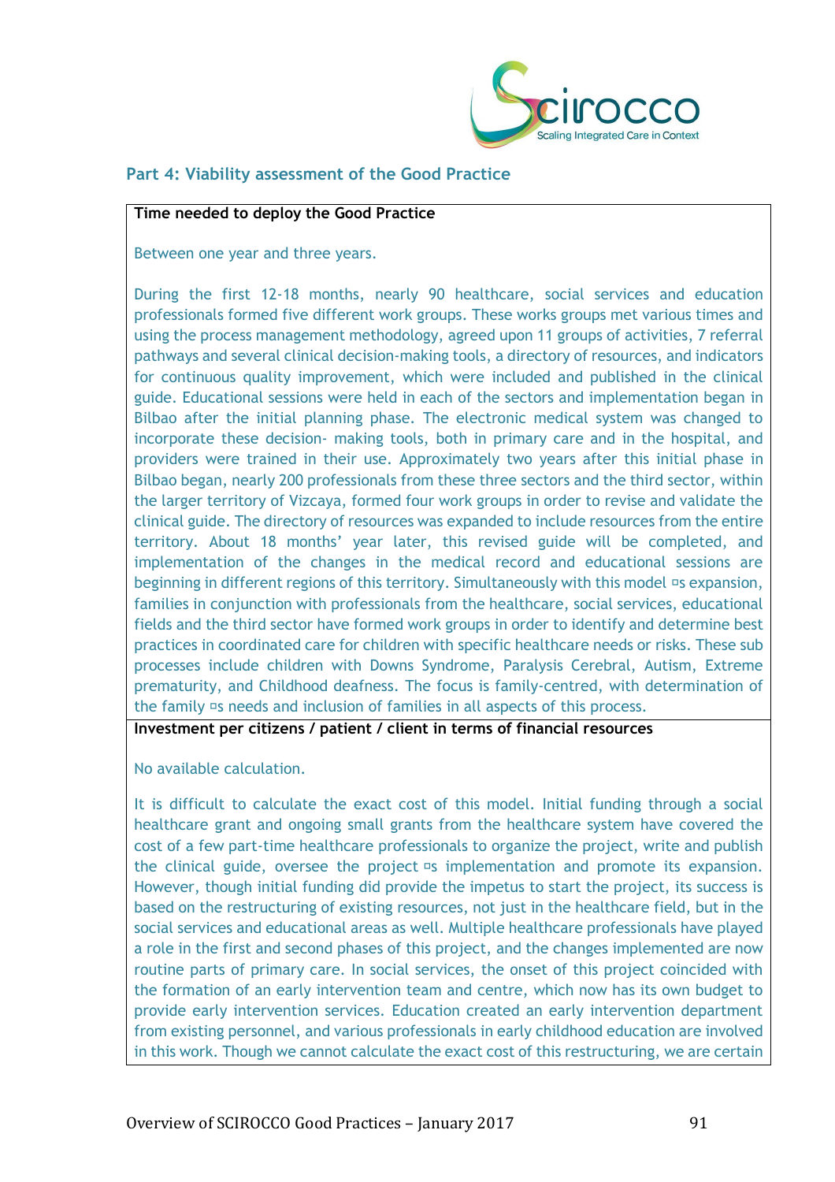## Part 4: Viability assessment of the Good Practice

**Time needed to deploy the Good Practice**

Between one year and three years.

During the first 12-18 months, nearly 90 healthcare, social services and education professionals formed five different work groups. These works groups met various times and using the process management methodology, agreed upon 11 groups of activities, 7 referral pathways and several clinical decision-making tools, a directory of resources, and indicators for continuous quality improvement, which were included and published in the clinical guide. Educational sessions were held in each of the sectors and implementation began in Bilbao after the initial planning phase. The electronic medical system was changed to incorporate these decision- making tools, both in primary care and in the hospital, and providers were trained in their use. Approximately two years after this initial phase in Bilbao began, nearly 200 professionals from these three sectors and the third sector, within the larger territory of Vizcaya, formed four work groups in order to revise and validate the clinical guide. The directory of resources was expanded to include resources from the entire territory. About 18 months' year later, this revised guide will be completed, and implementation of the changes in the medical record and educational sessions are beginning in different regions of this territory. Simultaneously with this model ¤s expansion, families in conjunction with professionals from the healthcare, social services, educational fields and the third sector have formed work groups in order to identify and determine best practices in coordinated care for children with specific healthcare needs or risks. These sub processes include children with Downs Syndrome, Paralysis Cerebral, Autism, Extreme prematurity, and Childhood deafness. The focus is family-centred, with determination of the family ¤s needs and inclusion of families in all aspects of this process.

**Investment per citizens / patient / client in terms of financial resources**

No available calculation.

It is difficult to calculate the exact cost of this model. Initial funding through a social healthcare grant and ongoing small grants from the healthcare system have covered the cost of a few part-time healthcare professionals to organize the project, write and publish the clinical guide, oversee the project ¤s implementation and promote its expansion. However, though initial funding did provide the impetus to start the project, its success is based on the restructuring of existing resources, not just in the healthcare field, but in the social services and educational areas as well. Multiple healthcare professionals have played a role in the first and second phases of this project, and the changes implemented are now routine parts of primary care. In social services, the onset of this project coincided with the formation of an early intervention team and centre, which now has its own budget to provide early intervention services. Education created an early intervention department from existing personnel, and various professionals in early childhood education are involved in this work. Though we cannot calculate the exact cost of this restructuring, we are certain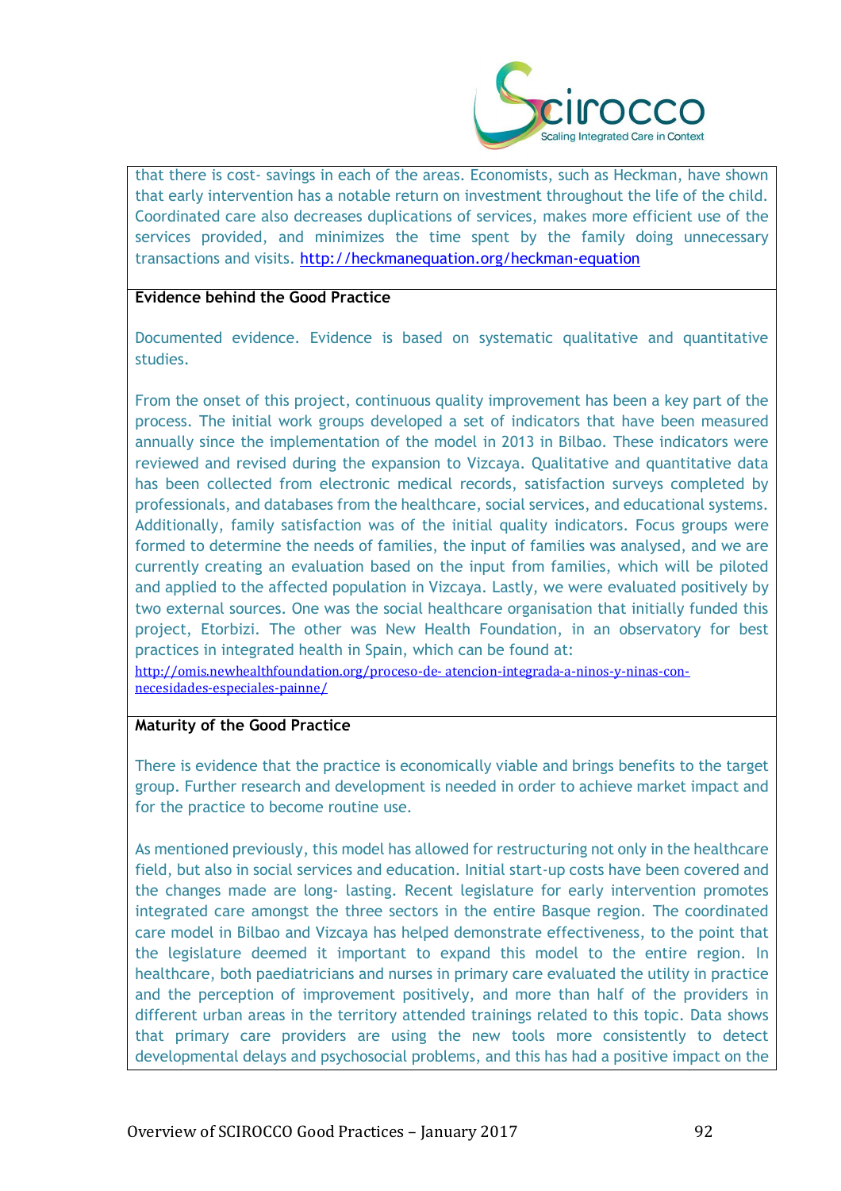that there is cost- savings in each of the areas. Economists, such as Heckman, have shown that early intervention has a notable return on investment throughout the life of the child. Coordinated care also decreases duplications of services, makes more efficient use of the services provided, and minimizes the time spent by the family doing unnecessary transactions and visits. http://heckmanequation.org/heckman-equation

**Evidence behind the Good Practice**

Documented evidence. Evidence is based on systematic qualitative and quantitative studies.

From the onset of this project, continuous quality improvement has been a key part of the process. The initial work groups developed a set of indicators that have been measured annually since the implementation of the model in 2013 in Bilbao. These indicators were reviewed and revised during the expansion to Vizcaya. Qualitative and quantitative data has been collected from electronic medical records, satisfaction surveys completed by professionals, and databases from the healthcare, social services, and educational systems. Additionally, family satisfaction was of the initial quality indicators. Focus groups were formed to determine the needs of families, the input of families was analysed, and we are currently creating an evaluation based on the input from families, which will be piloted and applied to the affected population in Vizcaya. Lastly, we were evaluated positively by two external sources. One was the social healthcare organisation that initially funded this project, Etorbizi. The other was New Health Foundation, in an observatory for best practices in integrated health in Spain, which can be found at:
http://omis.newhealthfoundation.org/proceso-de- atencion-integrada-a-ninos-y-ninas-con-necesidades-especiales-painne/

**Maturity of the Good Practice**

There is evidence that the practice is economically viable and brings benefits to the target group. Further research and development is needed in order to achieve market impact and for the practice to become routine use.

As mentioned previously, this model has allowed for restructuring not only in the healthcare field, but also in social services and education. Initial start-up costs have been covered and the changes made are long- lasting. Recent legislature for early intervention promotes integrated care amongst the three sectors in the entire Basque region. The coordinated care model in Bilbao and Vizcaya has helped demonstrate effectiveness, to the point that the legislature deemed it important to expand this model to the entire region. In healthcare, both paediatricians and nurses in primary care evaluated the utility in practice and the perception of improvement positively, and more than half of the providers in different urban areas in the territory attended trainings related to this topic. Data shows that primary care providers are using the new tools more consistently to detect developmental delays and psychosocial problems, and this has had a positive impact on the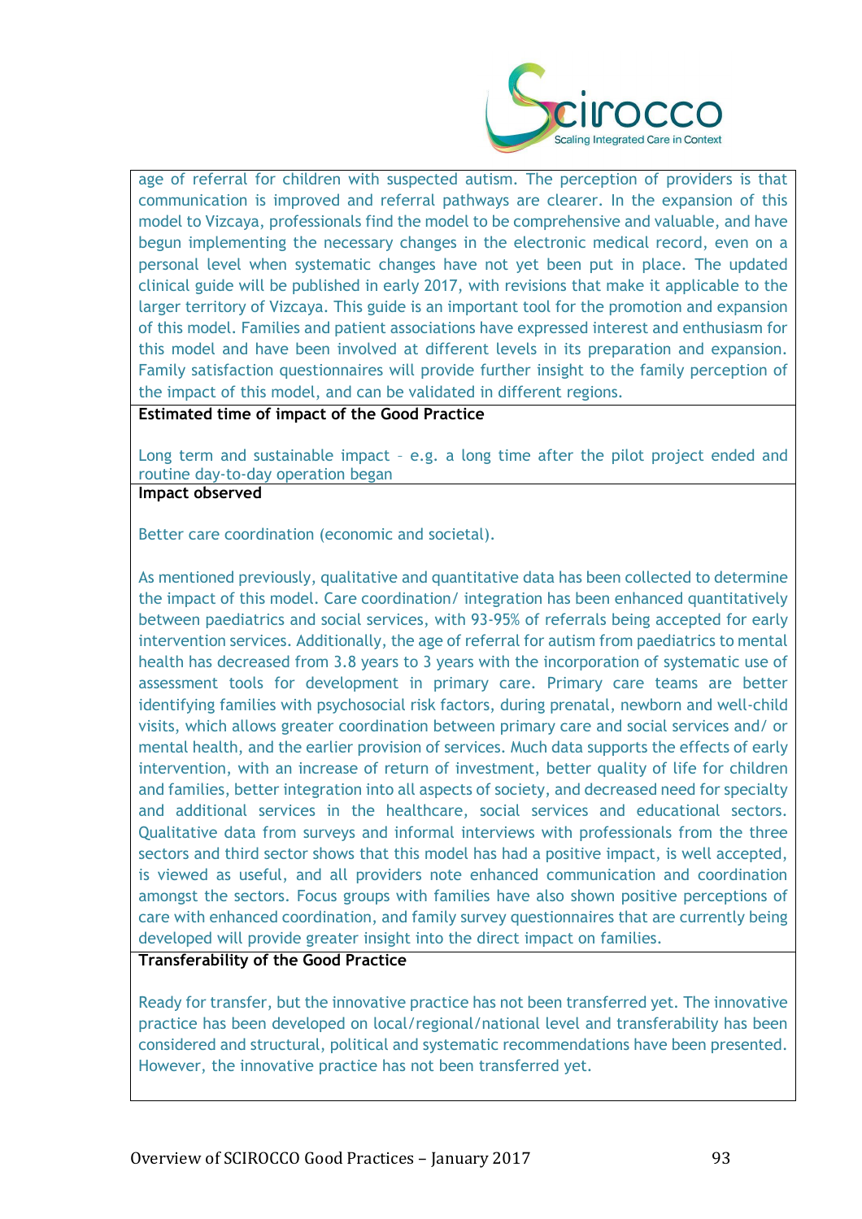age of referral for children with suspected autism. The perception of providers is that communication is improved and referral pathways are clearer. In the expansion of this model to Vizcaya, professionals find the model to be comprehensive and valuable, and have begun implementing the necessary changes in the electronic medical record, even on a personal level when systematic changes have not yet been put in place. The updated clinical guide will be published in early 2017, with revisions that make it applicable to the larger territory of Vizcaya. This guide is an important tool for the promotion and expansion of this model. Families and patient associations have expressed interest and enthusiasm for this model and have been involved at different levels in its preparation and expansion. Family satisfaction questionnaires will provide further insight to the family perception of the impact of this model, and can be validated in different regions.

**Estimated time of impact of the Good Practice**

Long term and sustainable impact – e.g. a long time after the pilot project ended and routine day-to-day operation began

**Impact observed**

Better care coordination (economic and societal).

As mentioned previously, qualitative and quantitative data has been collected to determine the impact of this model. Care coordination/ integration has been enhanced quantitatively between paediatrics and social services, with 93-95% of referrals being accepted for early intervention services. Additionally, the age of referral for autism from paediatrics to mental health has decreased from 3.8 years to 3 years with the incorporation of systematic use of assessment tools for development in primary care. Primary care teams are better identifying families with psychosocial risk factors, during prenatal, newborn and well-child visits, which allows greater coordination between primary care and social services and/ or mental health, and the earlier provision of services. Much data supports the effects of early intervention, with an increase of return of investment, better quality of life for children and families, better integration into all aspects of society, and decreased need for specialty and additional services in the healthcare, social services and educational sectors. Qualitative data from surveys and informal interviews with professionals from the three sectors and third sector shows that this model has had a positive impact, is well accepted, is viewed as useful, and all providers note enhanced communication and coordination amongst the sectors. Focus groups with families have also shown positive perceptions of care with enhanced coordination, and family survey questionnaires that are currently being developed will provide greater insight into the direct impact on families.

**Transferability of the Good Practice**

Ready for transfer, but the innovative practice has not been transferred yet. The innovative practice has been developed on local/regional/national level and transferability has been considered and structural, political and systematic recommendations have been presented. However, the innovative practice has not been transferred yet.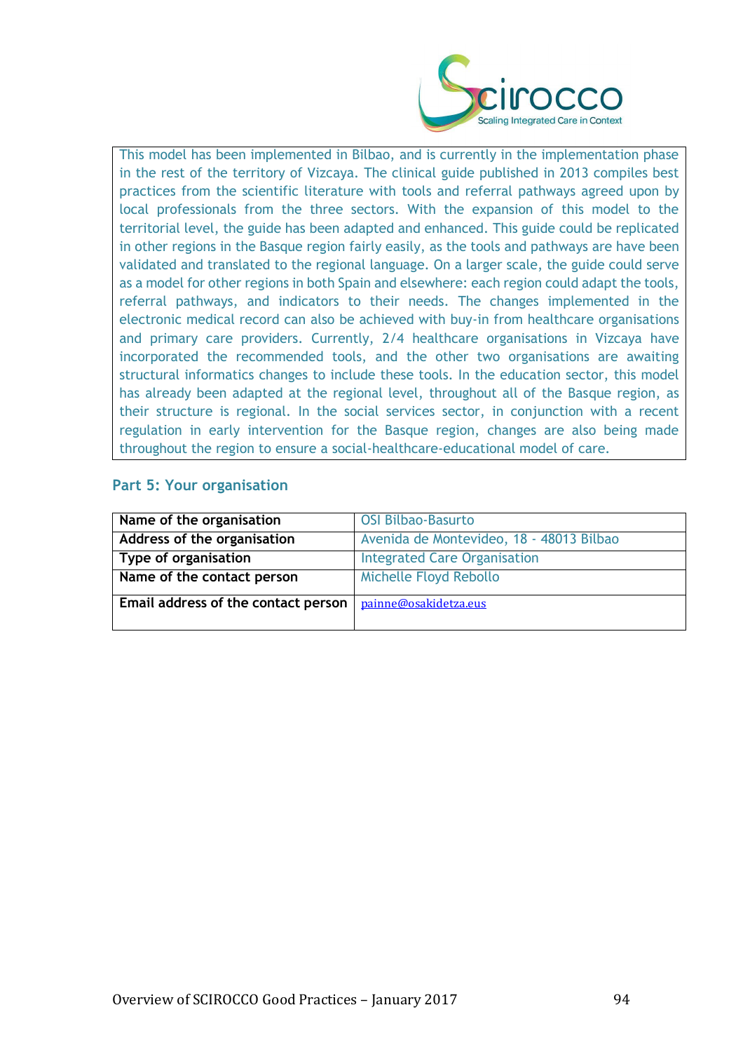This model has been implemented in Bilbao, and is currently in the implementation phase in the rest of the territory of Vizcaya. The clinical guide published in 2013 compiles best practices from the scientific literature with tools and referral pathways agreed upon by local professionals from the three sectors. With the expansion of this model to the territorial level, the guide has been adapted and enhanced. This guide could be replicated in other regions in the Basque region fairly easily, as the tools and pathways are have been validated and translated to the regional language. On a larger scale, the guide could serve as a model for other regions in both Spain and elsewhere: each region could adapt the tools, referral pathways, and indicators to their needs. The changes implemented in the electronic medical record can also be achieved with buy-in from healthcare organisations and primary care providers. Currently, 2/4 healthcare organisations in Vizcaya have incorporated the recommended tools, and the other two organisations are awaiting structural informatics changes to include these tools. In the education sector, this model has already been adapted at the regional level, throughout all of the Basque region, as their structure is regional. In the social services sector, in conjunction with a recent regulation in early intervention for the Basque region, changes are also being made throughout the region to ensure a social-healthcare-educational model of care.

## Part 5: Your organisation

| | |
|---|---|
| **Name of the organisation** | OSI Bilbao-Basurto |
| **Address of the organisation** | Avenida de Montevideo, 18 - 48013 Bilbao |
| **Type of organisation** | Integrated Care Organisation |
| **Name of the contact person** | Michelle Floyd Rebollo |
| **Email address of the contact person** | painne@osakidetza.eus |